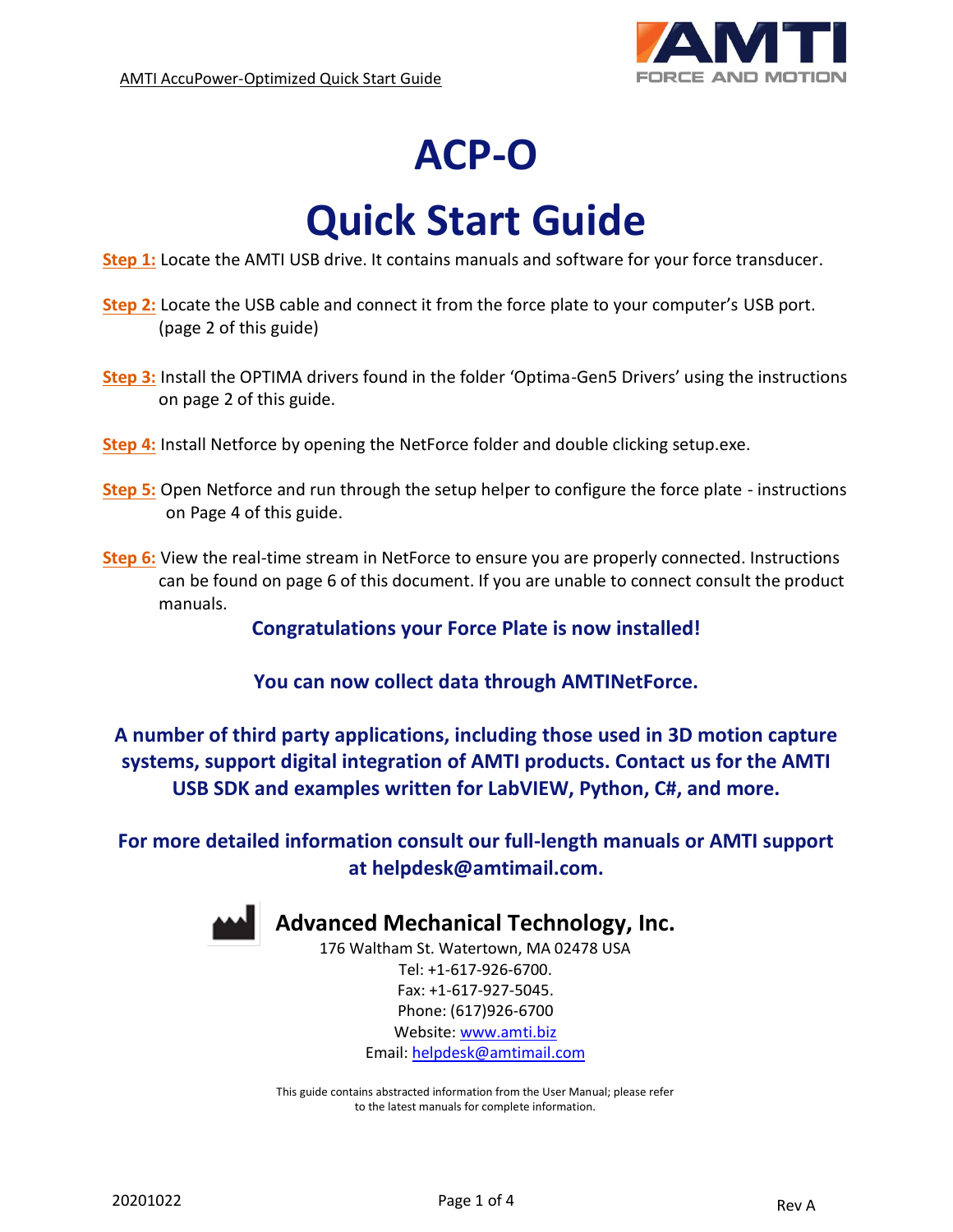# ACP-O

# Quick Start Guide

**Step 1:** Locate the AMTI USB drive. It contains manuals and software for your force transducer.

**Step 2:** Locate the USB cable and connect it from the force plate to your computer's USB port. (page 2 of this guide)

**Step 3:** Install the OPTIMA drivers found in the folder 'Optima-Gen5 Drivers' using the instructions on page 2 of this guide.

**Step 4:** Install Netforce by opening the NetForce folder and double clicking setup.exe.

**Step 5:** Open Netforce and run through the setup helper to configure the force plate - instructions on Page 4 of this guide.

**Step 6:** View the real-time stream in NetForce to ensure you are properly connected. Instructions can be found on page 6 of this document. If you are unable to connect consult the product manuals.

**Congratulations your Force Plate is now installed!**

**You can now collect data through AMTINetForce.**

**A number of third party applications, including those used in 3D motion capture systems, support digital integration of AMTI products. Contact us for the AMTI USB SDK and examples written for LabVIEW, Python, C#, and more.**

**For more detailed information consult our full-length manuals or AMTI support at helpdesk@amtimail.com.**

**Advanced Mechanical Technology, Inc.**

176 Waltham St. Watertown, MA 02478 USA
Tel: +1-617-926-6700.
Fax: +1-617-927-5045.
Phone: (617)926-6700
Website: www.amti.biz
Email: helpdesk@amtimail.com

This guide contains abstracted information from the User Manual; please refer to the latest manuals for complete information.

20201022 Rev A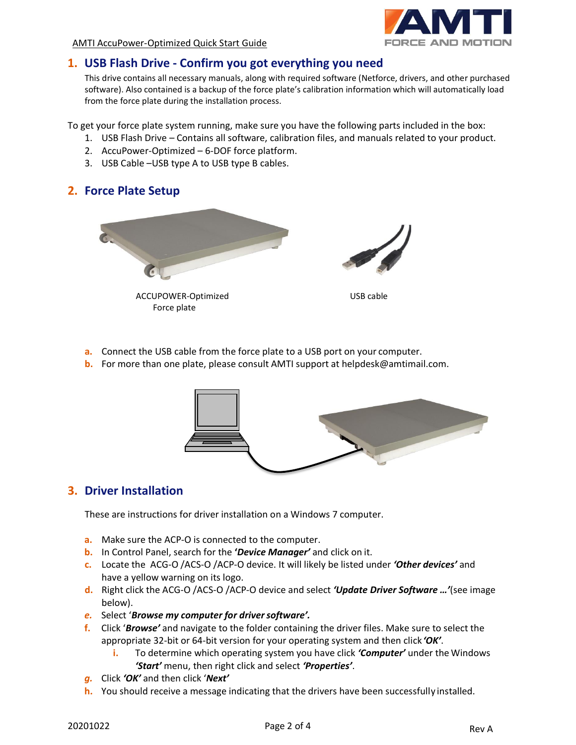## 1. USB Flash Drive - Confirm you got everything you need

This drive contains all necessary manuals, along with required software (Netforce, drivers, and other purchased software). Also contained is a backup of the force plate's calibration information which will automatically load from the force plate during the installation process.

To get your force plate system running, make sure you have the following parts included in the box:

1. USB Flash Drive – Contains all software, calibration files, and manuals related to your product.
2. AccuPower-Optimized – 6-DOF force platform.
3. USB Cable –USB type A to USB type B cables.

## 2. Force Plate Setup

ACCUPOWER-Optimized Force plate

USB cable

a. Connect the USB cable from the force plate to a USB port on your computer.
b. For more than one plate, please consult AMTI support at helpdesk@amtimail.com.

## 3. Driver Installation

These are instructions for driver installation on a Windows 7 computer.

a. Make sure the ACP-O is connected to the computer.
b. In Control Panel, search for the ***'Device Manager'*** and click on it.
c. Locate the ACG-O /ACS-O /ACP-O device. It will likely be listed under ***'Other devices'*** and have a yellow warning on its logo.
d. Right click the ACG-O /ACS-O /ACP-O device and select ***'Update Driver Software …'***(see image below).
e. Select '***Browse my computer for driver software'.***
f. Click '***Browse'*** and navigate to the folder containing the driver files. Make sure to select the appropriate 32-bit or 64-bit version for your operating system and then click ***'OK'***.
    i. To determine which operating system you have click ***'Computer'*** under the Windows ***'Start'*** menu, then right click and select ***'Properties'***.
g. Click ***'OK'*** and then click '***Next'***
h. You should receive a message indicating that the drivers have been successfully installed.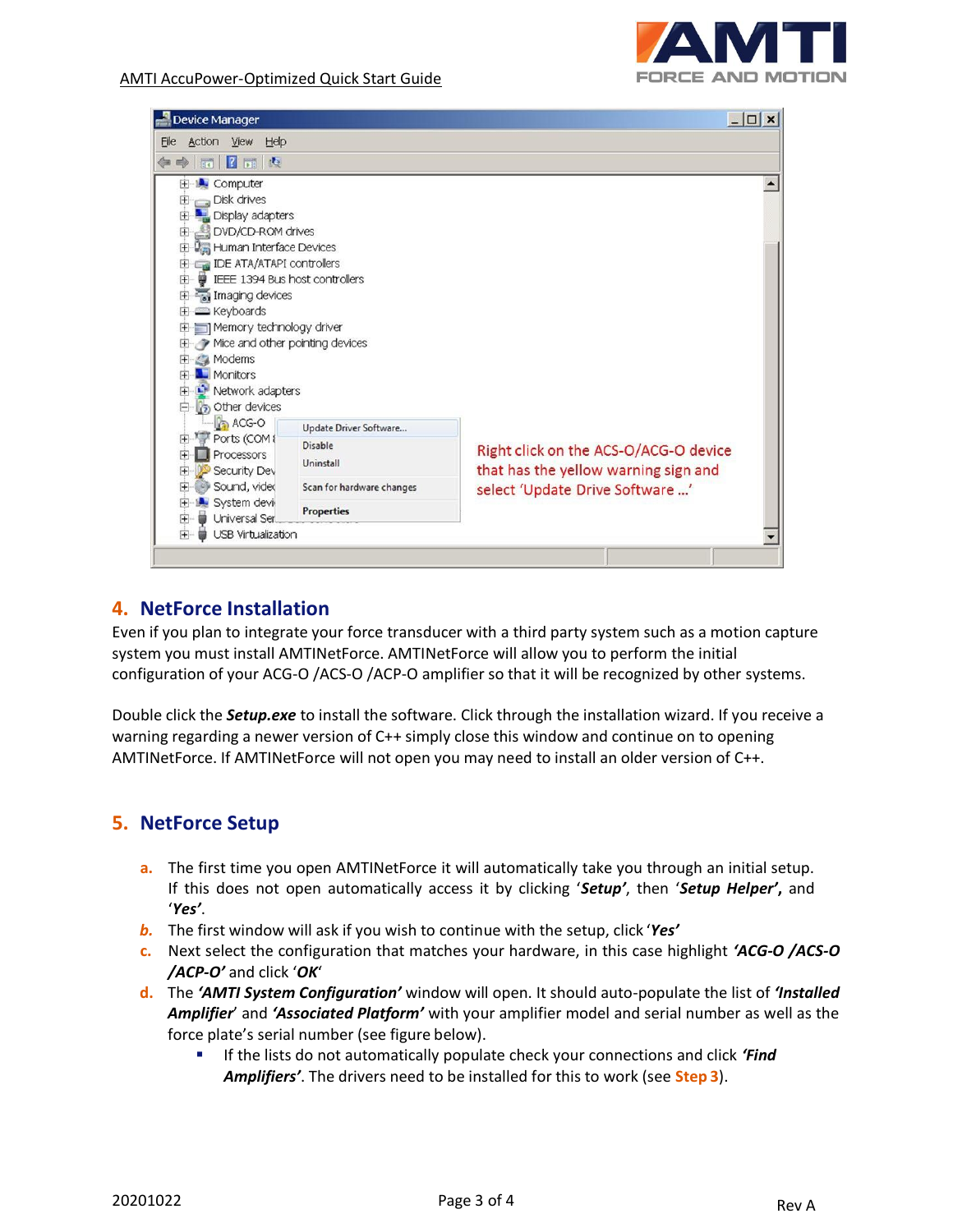## 4. NetForce Installation

Even if you plan to integrate your force transducer with a third party system such as a motion capture system you must install AMTINetForce. AMTINetForce will allow you to perform the initial configuration of your ACG-O /ACS-O /ACP-O amplifier so that it will be recognized by other systems.

Double click the ***Setup.exe*** to install the software. Click through the installation wizard. If you receive a warning regarding a newer version of C++ simply close this window and continue on to opening AMTINetForce. If AMTINetForce will not open you may need to install an older version of C++.

## 5. NetForce Setup

a. The first time you open AMTINetForce it will automatically take you through an initial setup. If this does not open automatically access it by clicking '***Setup'***, then '***Setup Helper'*****,** and '***Yes'***.

*b.* The first window will ask if you wish to continue with the setup, click '***Yes'***

c. Next select the configuration that matches your hardware, in this case highlight ***'ACG-O /ACS-O /ACP-O'*** and click '***OK***'

d. The ***'AMTI System Configuration'*** window will open. It should auto-populate the list of ***'Installed Amplifier***' and ***'Associated Platform'*** with your amplifier model and serial number as well as the force plate's serial number (see figure below).

   - If the lists do not automatically populate check your connections and click ***'Find Amplifiers'***. The drivers need to be installed for this to work (see **Step 3**).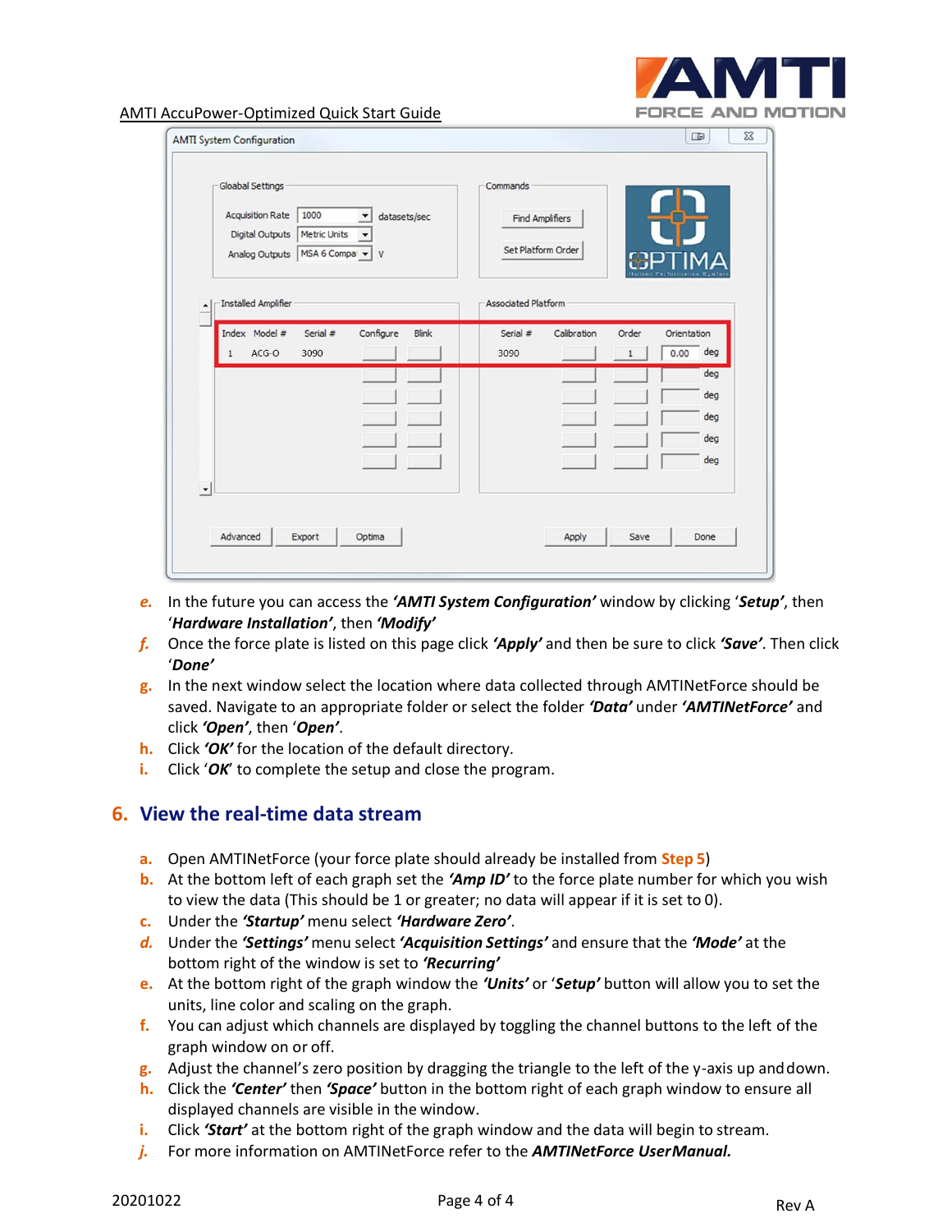e. In the future you can access the ***'AMTI System Configuration'*** window by clicking '***Setup'***, then '***Hardware Installation'***, then ***'Modify'***

f. Once the force plate is listed on this page click ***'Apply'*** and then be sure to click ***'Save'***. Then click '***Done'***

g. In the next window select the location where data collected through AMTINetForce should be saved. Navigate to an appropriate folder or select the folder ***'Data'*** under ***'AMTINetForce'*** and click ***'Open'***, then '***Open'***.

h. Click ***'OK'*** for the location of the default directory.

i. Click '***OK***' to complete the setup and close the program.

## 6. View the real-time data stream

a. Open AMTINetForce (your force plate should already be installed from Step 5)

b. At the bottom left of each graph set the ***'Amp ID'*** to the force plate number for which you wish to view the data (This should be 1 or greater; no data will appear if it is set to 0).

c. Under the ***'Startup'*** menu select ***'Hardware Zero'***.

d. Under the ***'Settings'*** menu select ***'Acquisition Settings'*** and ensure that the ***'Mode'*** at the bottom right of the window is set to ***'Recurring'***

e. At the bottom right of the graph window the ***'Units'*** or '***Setup'*** button will allow you to set the units, line color and scaling on the graph.

f. You can adjust which channels are displayed by toggling the channel buttons to the left of the graph window on or off.

g. Adjust the channel's zero position by dragging the triangle to the left of the y-axis up and down.

h. Click the ***'Center'*** then ***'Space'*** button in the bottom right of each graph window to ensure all displayed channels are visible in the window.

i. Click ***'Start'*** at the bottom right of the graph window and the data will begin to stream.

j. For more information on AMTINetForce refer to the ***AMTINetForce User Manual.***